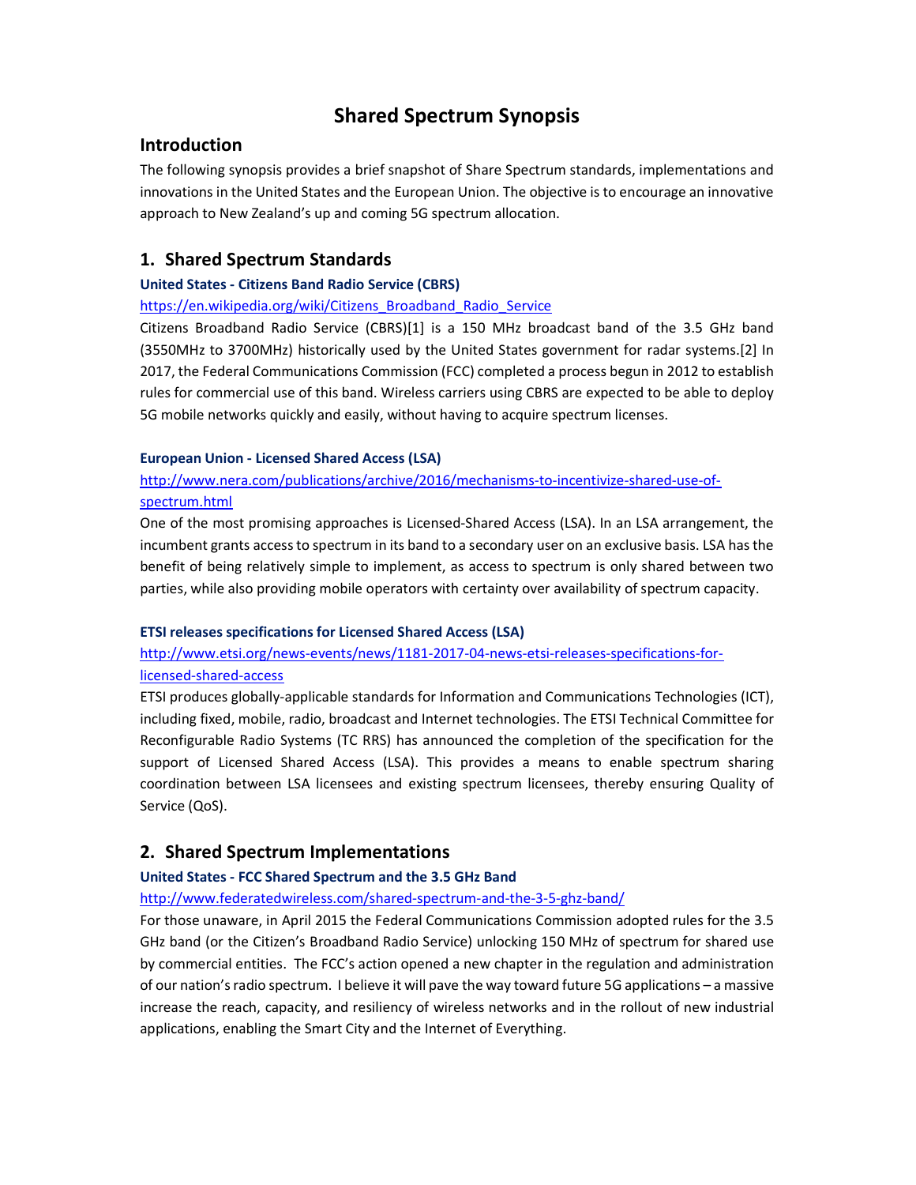# Shared Spectrum Synopsis

## Introduction

The following synopsis provides a brief snapshot of Share Spectrum standards, implementations and innovations in the United States and the European Union. The objective is to encourage an innovative approach to New Zealand's up and coming 5G spectrum allocation.

## 1. Shared Spectrum Standards

### United States - Citizens Band Radio Service (CBRS)

https://en.wikipedia.org/wiki/Citizens_Broadband_Radio_Service

Citizens Broadband Radio Service (CBRS)[1] is a 150 MHz broadcast band of the 3.5 GHz band (3550MHz to 3700MHz) historically used by the United States government for radar systems.[2] In 2017, the Federal Communications Commission (FCC) completed a process begun in 2012 to establish rules for commercial use of this band. Wireless carriers using CBRS are expected to be able to deploy 5G mobile networks quickly and easily, without having to acquire spectrum licenses.

### European Union - Licensed Shared Access (LSA)

http://www.nera.com/publications/archive/2016/mechanisms-to-incentivize-shared-use-of-spectrum.html

One of the most promising approaches is Licensed-Shared Access (LSA). In an LSA arrangement, the incumbent grants access to spectrum in its band to a secondary user on an exclusive basis. LSA has the benefit of being relatively simple to implement, as access to spectrum is only shared between two parties, while also providing mobile operators with certainty over availability of spectrum capacity.

### ETSI releases specifications for Licensed Shared Access (LSA)

http://www.etsi.org/news-events/news/1181-2017-04-news-etsi-releases-specifications-for-licensed-shared-access

ETSI produces globally-applicable standards for Information and Communications Technologies (ICT), including fixed, mobile, radio, broadcast and Internet technologies. The ETSI Technical Committee for Reconfigurable Radio Systems (TC RRS) has announced the completion of the specification for the support of Licensed Shared Access (LSA). This provides a means to enable spectrum sharing coordination between LSA licensees and existing spectrum licensees, thereby ensuring Quality of Service (QoS).

## 2. Shared Spectrum Implementations

### United States - FCC Shared Spectrum and the 3.5 GHz Band

http://www.federatedwireless.com/shared-spectrum-and-the-3-5-ghz-band/

For those unaware, in April 2015 the Federal Communications Commission adopted rules for the 3.5 GHz band (or the Citizen's Broadband Radio Service) unlocking 150 MHz of spectrum for shared use by commercial entities. The FCC's action opened a new chapter in the regulation and administration of our nation's radio spectrum. I believe it will pave the way toward future 5G applications – a massive increase the reach, capacity, and resiliency of wireless networks and in the rollout of new industrial applications, enabling the Smart City and the Internet of Everything.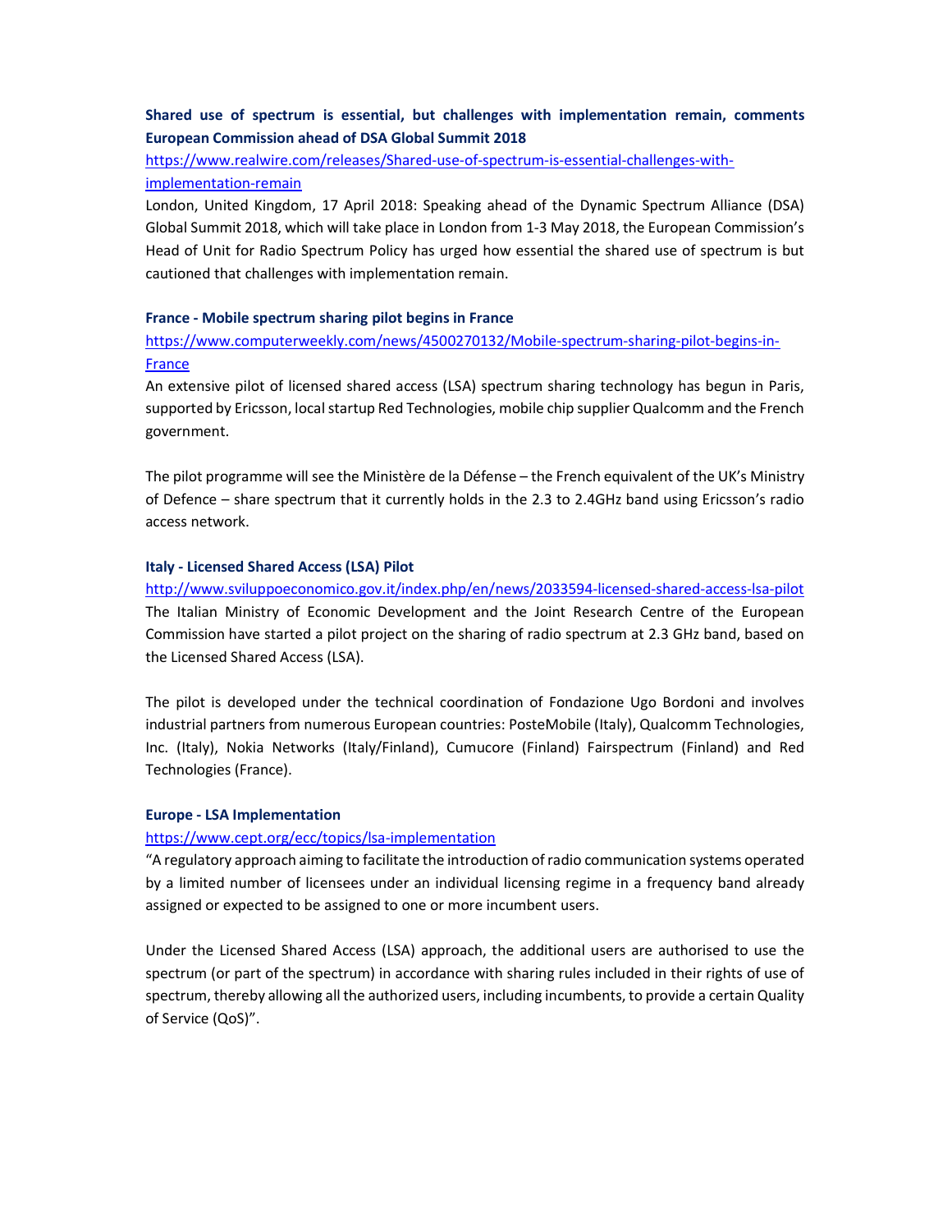**Shared use of spectrum is essential, but challenges with implementation remain, comments European Commission ahead of DSA Global Summit 2018**

https://www.realwire.com/releases/Shared-use-of-spectrum-is-essential-challenges-with-implementation-remain

London, United Kingdom, 17 April 2018: Speaking ahead of the Dynamic Spectrum Alliance (DSA) Global Summit 2018, which will take place in London from 1-3 May 2018, the European Commission's Head of Unit for Radio Spectrum Policy has urged how essential the shared use of spectrum is but cautioned that challenges with implementation remain.

**France - Mobile spectrum sharing pilot begins in France**

https://www.computerweekly.com/news/4500270132/Mobile-spectrum-sharing-pilot-begins-in-France

An extensive pilot of licensed shared access (LSA) spectrum sharing technology has begun in Paris, supported by Ericsson, local startup Red Technologies, mobile chip supplier Qualcomm and the French government.

The pilot programme will see the Ministère de la Défense – the French equivalent of the UK's Ministry of Defence – share spectrum that it currently holds in the 2.3 to 2.4GHz band using Ericsson's radio access network.

**Italy - Licensed Shared Access (LSA) Pilot**

http://www.sviluppoeconomico.gov.it/index.php/en/news/2033594-licensed-shared-access-lsa-pilot

The Italian Ministry of Economic Development and the Joint Research Centre of the European Commission have started a pilot project on the sharing of radio spectrum at 2.3 GHz band, based on the Licensed Shared Access (LSA).

The pilot is developed under the technical coordination of Fondazione Ugo Bordoni and involves industrial partners from numerous European countries: PosteMobile (Italy), Qualcomm Technologies, Inc. (Italy), Nokia Networks (Italy/Finland), Cumucore (Finland) Fairspectrum (Finland) and Red Technologies (France).

**Europe - LSA Implementation**

https://www.cept.org/ecc/topics/lsa-implementation

"A regulatory approach aiming to facilitate the introduction of radio communication systems operated by a limited number of licensees under an individual licensing regime in a frequency band already assigned or expected to be assigned to one or more incumbent users.

Under the Licensed Shared Access (LSA) approach, the additional users are authorised to use the spectrum (or part of the spectrum) in accordance with sharing rules included in their rights of use of spectrum, thereby allowing all the authorized users, including incumbents, to provide a certain Quality of Service (QoS)".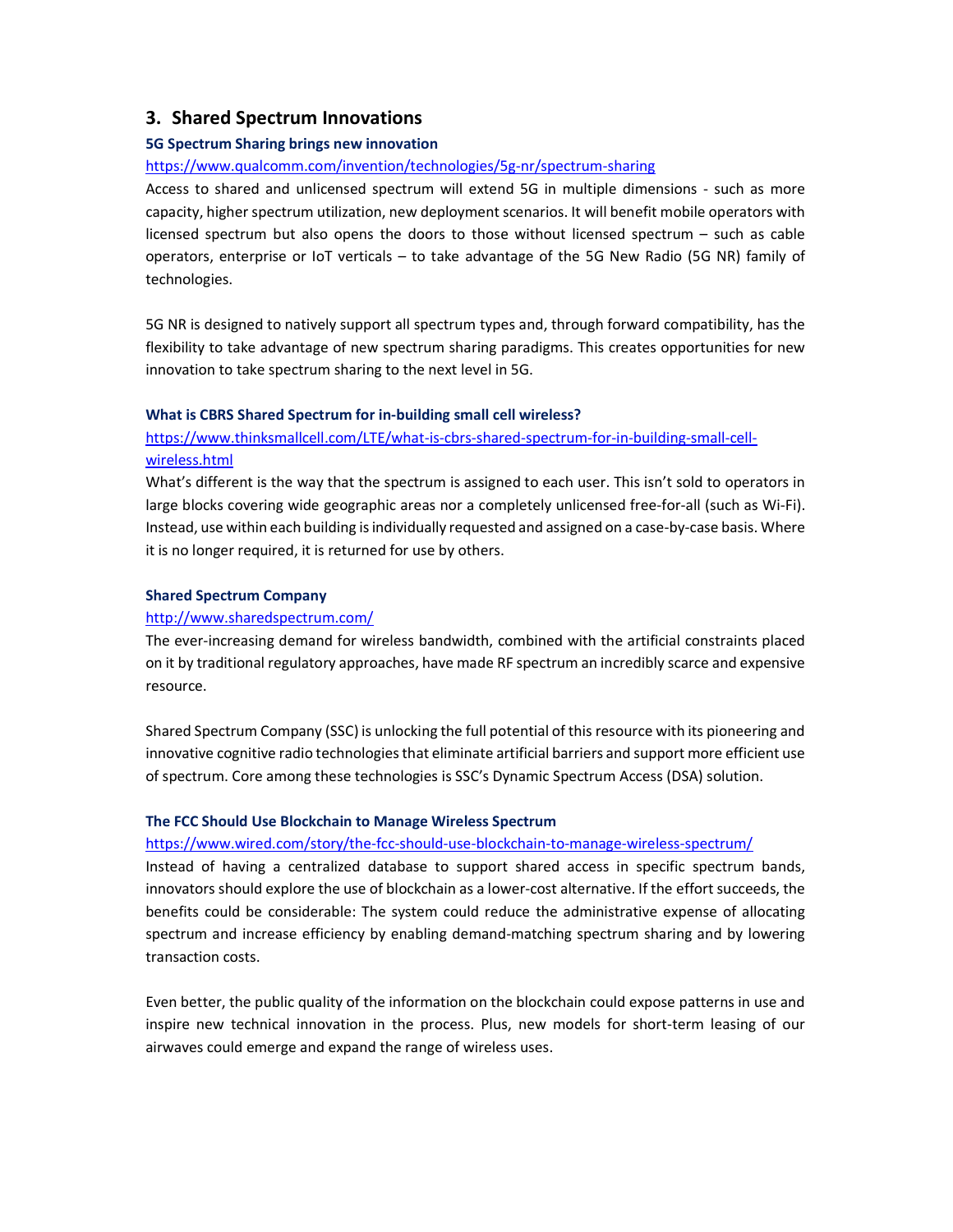## 3. Shared Spectrum Innovations

### 5G Spectrum Sharing brings new innovation

https://www.qualcomm.com/invention/technologies/5g-nr/spectrum-sharing

Access to shared and unlicensed spectrum will extend 5G in multiple dimensions - such as more capacity, higher spectrum utilization, new deployment scenarios. It will benefit mobile operators with licensed spectrum but also opens the doors to those without licensed spectrum – such as cable operators, enterprise or IoT verticals – to take advantage of the 5G New Radio (5G NR) family of technologies.

5G NR is designed to natively support all spectrum types and, through forward compatibility, has the flexibility to take advantage of new spectrum sharing paradigms. This creates opportunities for new innovation to take spectrum sharing to the next level in 5G.

### What is CBRS Shared Spectrum for in-building small cell wireless?

https://www.thinksmallcell.com/LTE/what-is-cbrs-shared-spectrum-for-in-building-small-cell-wireless.html

What's different is the way that the spectrum is assigned to each user. This isn't sold to operators in large blocks covering wide geographic areas nor a completely unlicensed free-for-all (such as Wi-Fi). Instead, use within each building is individually requested and assigned on a case-by-case basis. Where it is no longer required, it is returned for use by others.

### Shared Spectrum Company

http://www.sharedspectrum.com/

The ever-increasing demand for wireless bandwidth, combined with the artificial constraints placed on it by traditional regulatory approaches, have made RF spectrum an incredibly scarce and expensive resource.

Shared Spectrum Company (SSC) is unlocking the full potential of this resource with its pioneering and innovative cognitive radio technologies that eliminate artificial barriers and support more efficient use of spectrum. Core among these technologies is SSC's Dynamic Spectrum Access (DSA) solution.

### The FCC Should Use Blockchain to Manage Wireless Spectrum

https://www.wired.com/story/the-fcc-should-use-blockchain-to-manage-wireless-spectrum/

Instead of having a centralized database to support shared access in specific spectrum bands, innovators should explore the use of blockchain as a lower-cost alternative. If the effort succeeds, the benefits could be considerable: The system could reduce the administrative expense of allocating spectrum and increase efficiency by enabling demand-matching spectrum sharing and by lowering transaction costs.

Even better, the public quality of the information on the blockchain could expose patterns in use and inspire new technical innovation in the process. Plus, new models for short-term leasing of our airwaves could emerge and expand the range of wireless uses.